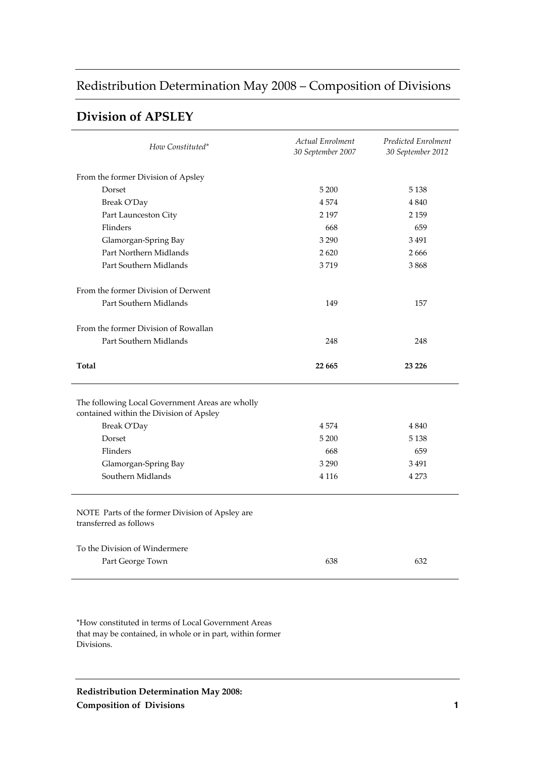# Redistribution Determination May 2008 – Composition of Divisions

## Division of APSLEY

| *How Constituted\** | *Actual Enrolment 30 September 2007* | *Predicted Enrolment 30 September 2012* |
|---|---|---|
| From the former Division of Apsley | | |
| Dorset | 5 200 | 5 138 |
| Break O'Day | 4 574 | 4 840 |
| Part Launceston City | 2 197 | 2 159 |
| Flinders | 668 | 659 |
| Glamorgan-Spring Bay | 3 290 | 3 491 |
| Part Northern Midlands | 2 620 | 2 666 |
| Part Southern Midlands | 3 719 | 3 868 |
| From the former Division of Derwent | | |
| Part Southern Midlands | 149 | 157 |
| From the former Division of Rowallan | | |
| Part Southern Midlands | 248 | 248 |
| **Total** | **22 665** | **23 226** |

| The following Local Government Areas are wholly contained within the Division of Apsley | | |
|---|---|---|
| Break O'Day | 4 574 | 4 840 |
| Dorset | 5 200 | 5 138 |
| Flinders | 668 | 659 |
| Glamorgan-Spring Bay | 3 290 | 3 491 |
| Southern Midlands | 4 116 | 4 273 |

| NOTE Parts of the former Division of Apsley are transferred as follows | | |
|---|---|---|
| To the Division of Windermere | | |
| Part George Town | 638 | 632 |

*How constituted in terms of Local Government Areas that may be contained, in whole or in part, within former Divisions.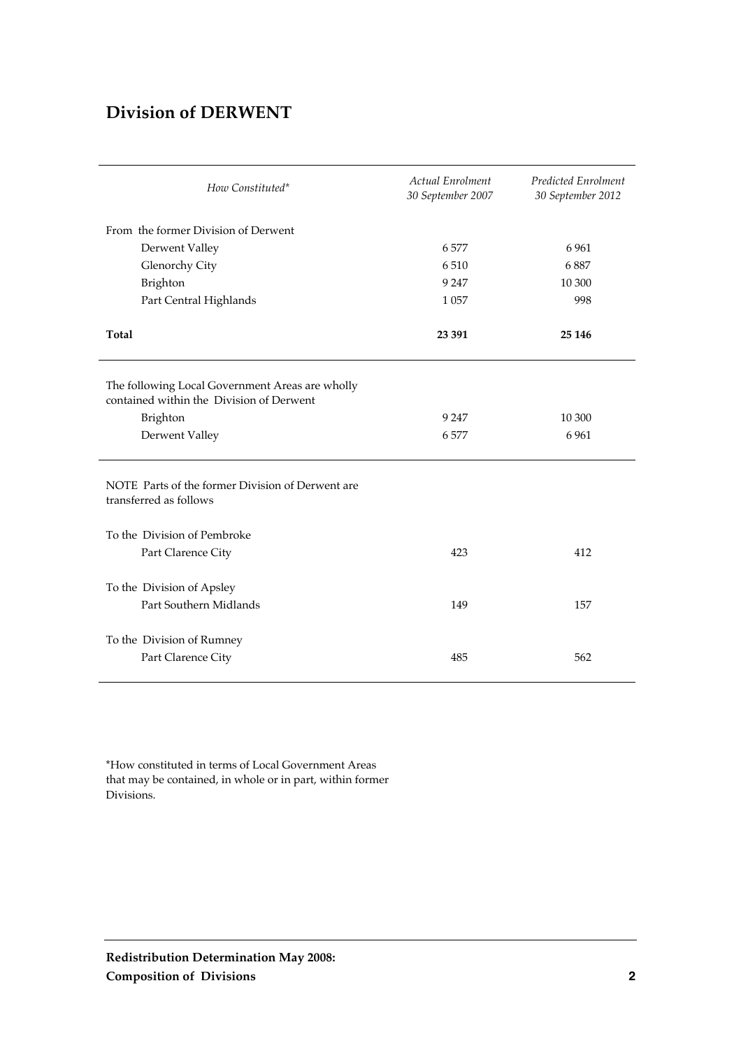## Division of DERWENT

| *How Constituted\** | *Actual Enrolment 30 September 2007* | *Predicted Enrolment 30 September 2012* |
|---|---|---|
| From the former Division of Derwent | | |
| Derwent Valley | 6 577 | 6 961 |
| Glenorchy City | 6 510 | 6 887 |
| Brighton | 9 247 | 10 300 |
| Part Central Highlands | 1 057 | 998 |
| **Total** | **23 391** | **25 146** |

| | | |
|---|---|---|
| The following Local Government Areas are wholly contained within the Division of Derwent | | |
| Brighton | 9 247 | 10 300 |
| Derwent Valley | 6 577 | 6 961 |

| | | |
|---|---|---|
| NOTE Parts of the former Division of Derwent are transferred as follows | | |
| To the Division of Pembroke | | |
| Part Clarence City | 423 | 412 |
| To the Division of Apsley | | |
| Part Southern Midlands | 149 | 157 |
| To the Division of Rumney | | |
| Part Clarence City | 485 | 562 |

\*How constituted in terms of Local Government Areas that may be contained, in whole or in part, within former Divisions.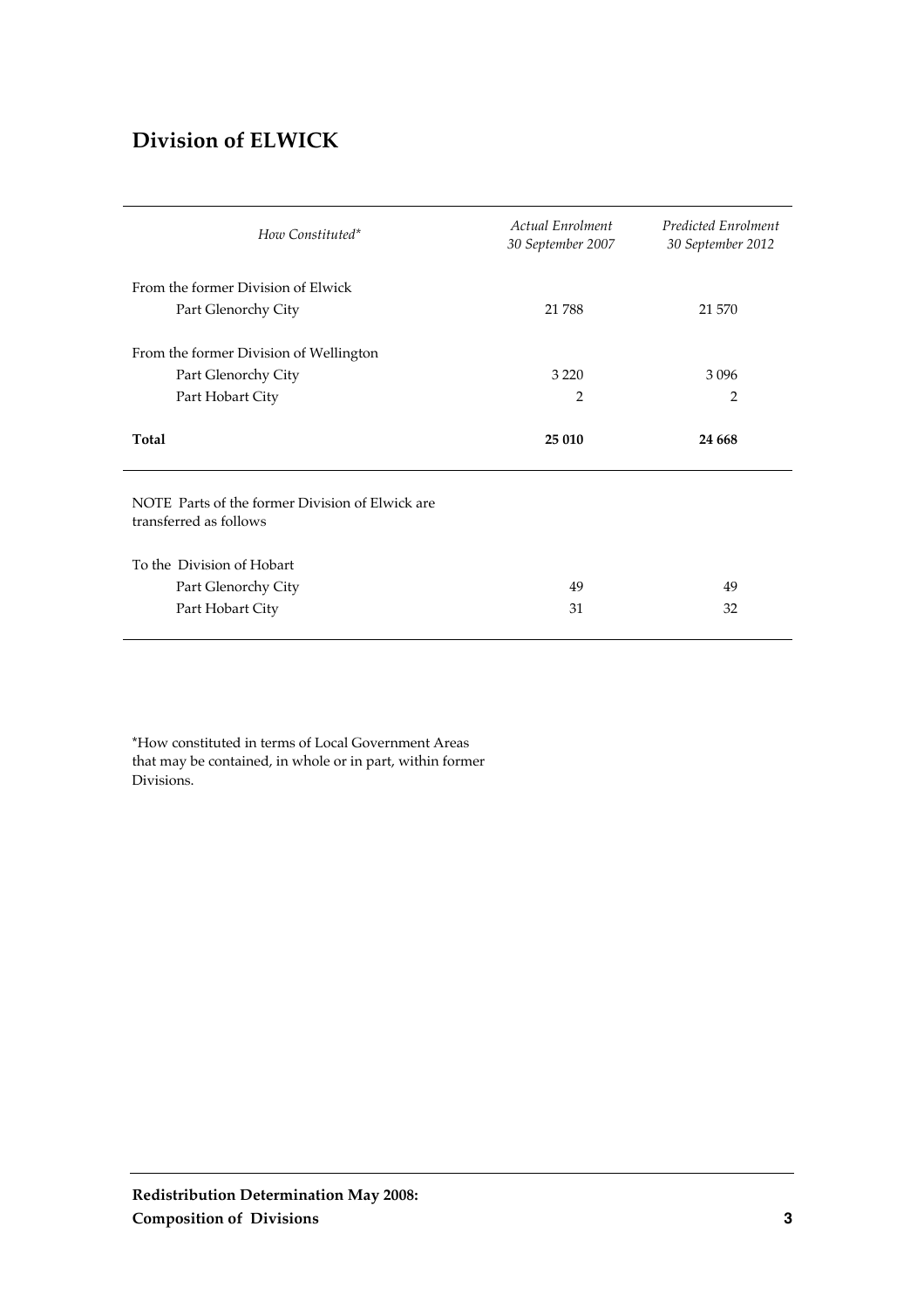## Division of ELWICK

| *How Constituted** | *Actual Enrolment 30 September 2007* | *Predicted Enrolment 30 September 2012* |
|---|---|---|
| From the former Division of Elwick | | |
| Part Glenorchy City | 21 788 | 21 570 |
| From the former Division of Wellington | | |
| Part Glenorchy City | 3 220 | 3 096 |
| Part Hobart City | 2 | 2 |
| **Total** | **25 010** | **24 668** |

NOTE Parts of the former Division of Elwick are transferred as follows

| | | |
|---|---|---|
| To the Division of Hobart | | |
| Part Glenorchy City | 49 | 49 |
| Part Hobart City | 31 | 32 |

*How constituted in terms of Local Government Areas that may be contained, in whole or in part, within former Divisions.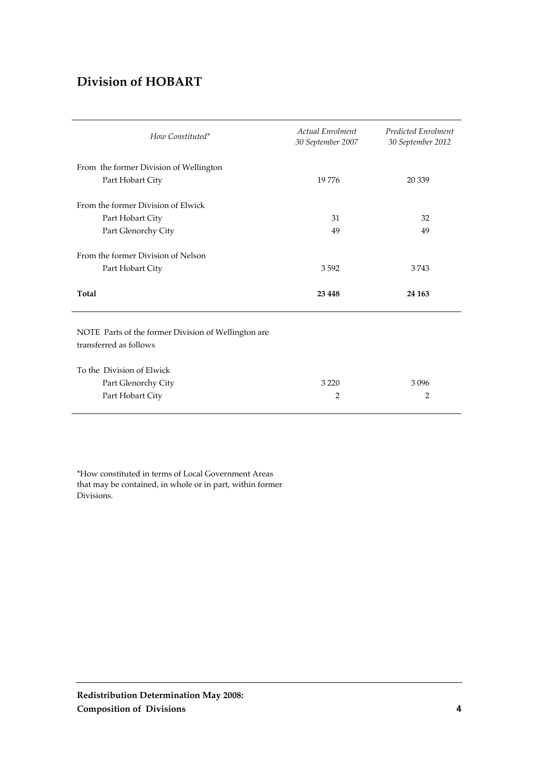# Division of HOBART

| *How Constituted** | *Actual Enrolment 30 September 2007* | *Predicted Enrolment 30 September 2012* |
|---|---|---|
| From the former Division of Wellington | | |
| Part Hobart City | 19 776 | 20 339 |
| From the former Division of Elwick | | |
| Part Hobart City | 31 | 32 |
| Part Glenorchy City | 49 | 49 |
| From the former Division of Nelson | | |
| Part Hobart City | 3 592 | 3 743 |
| **Total** | **23 448** | **24 163** |

| | | |
|---|---|---|
| NOTE Parts of the former Division of Wellington are transferred as follows | | |
| To the Division of Elwick | | |
| Part Glenorchy City | 3 220 | 3 096 |
| Part Hobart City | 2 | 2 |

*How constituted in terms of Local Government Areas that may be contained, in whole or in part, within former Divisions.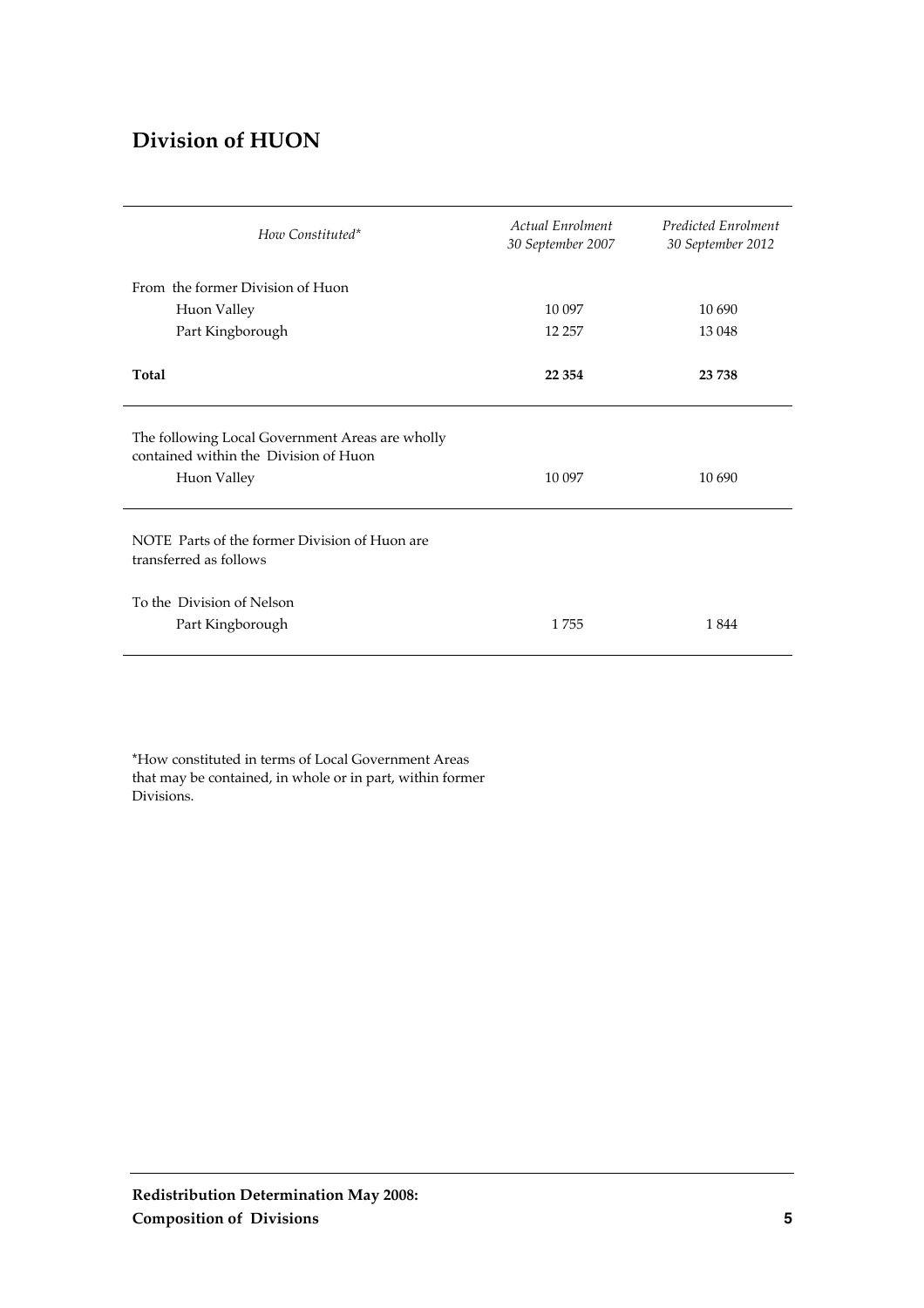## Division of HUON

| *How Constituted\** | *Actual Enrolment 30 September 2007* | *Predicted Enrolment 30 September 2012* |
|---|---|---|
| From the former Division of Huon | | |
| Huon Valley | 10 097 | 10 690 |
| Part Kingborough | 12 257 | 13 048 |
| **Total** | **22 354** | **23 738** |

| | | |
|---|---|---|
| The following Local Government Areas are wholly contained within the Division of Huon | | |
| Huon Valley | 10 097 | 10 690 |

| | | |
|---|---|---|
| NOTE Parts of the former Division of Huon are transferred as follows | | |
| To the Division of Nelson | | |
| Part Kingborough | 1 755 | 1 844 |

\*How constituted in terms of Local Government Areas that may be contained, in whole or in part, within former Divisions.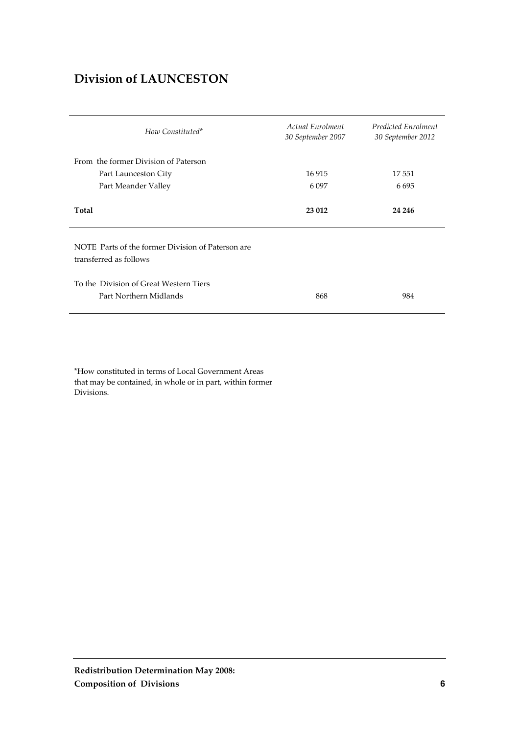## Division of LAUNCESTON

| *How Constituted\** | *Actual Enrolment 30 September 2007* | *Predicted Enrolment 30 September 2012* |
|---|---|---|
| From the former Division of Paterson | | |
| Part Launceston City | 16 915 | 17 551 |
| Part Meander Valley | 6 097 | 6 695 |
| **Total** | **23 012** | **24 246** |

| NOTE Parts of the former Division of Paterson are transferred as follows | | |
|---|---|---|
| To the Division of Great Western Tiers | | |
| Part Northern Midlands | 868 | 984 |

\*How constituted in terms of Local Government Areas that may be contained, in whole or in part, within former Divisions.

**Redistribution Determination May 2008: Composition of Divisions**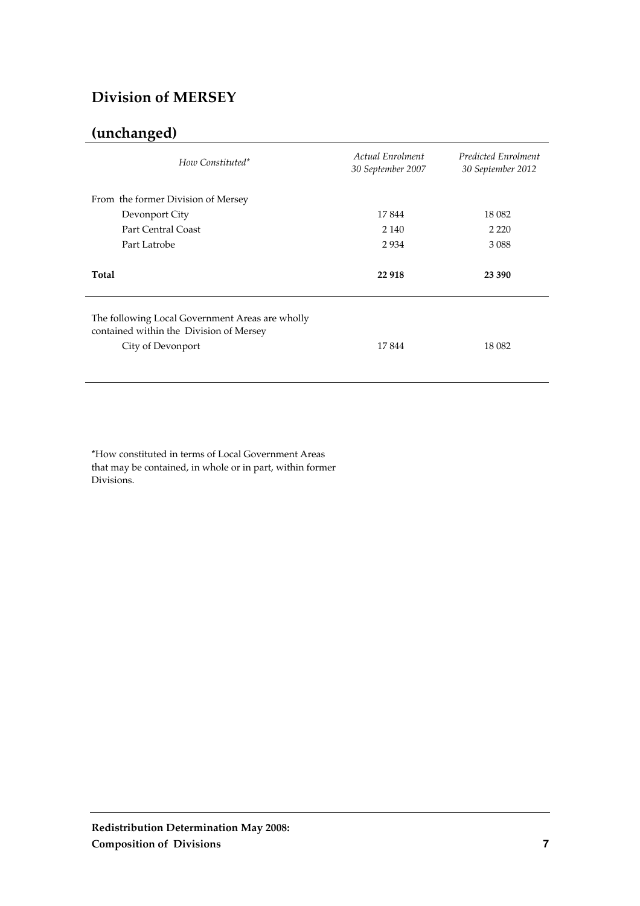## Division of MERSEY

## (unchanged)

| *How Constituted\** | *Actual Enrolment 30 September 2007* | *Predicted Enrolment 30 September 2012* |
|---|---|---|
| From the former Division of Mersey | | |
| Devonport City | 17 844 | 18 082 |
| Part Central Coast | 2 140 | 2 220 |
| Part Latrobe | 2 934 | 3 088 |
| **Total** | **22 918** | **23 390** |

| The following Local Government Areas are wholly contained within the Division of Mersey | | |
|---|---|---|
| City of Devonport | 17 844 | 18 082 |

\*How constituted in terms of Local Government Areas that may be contained, in whole or in part, within former Divisions.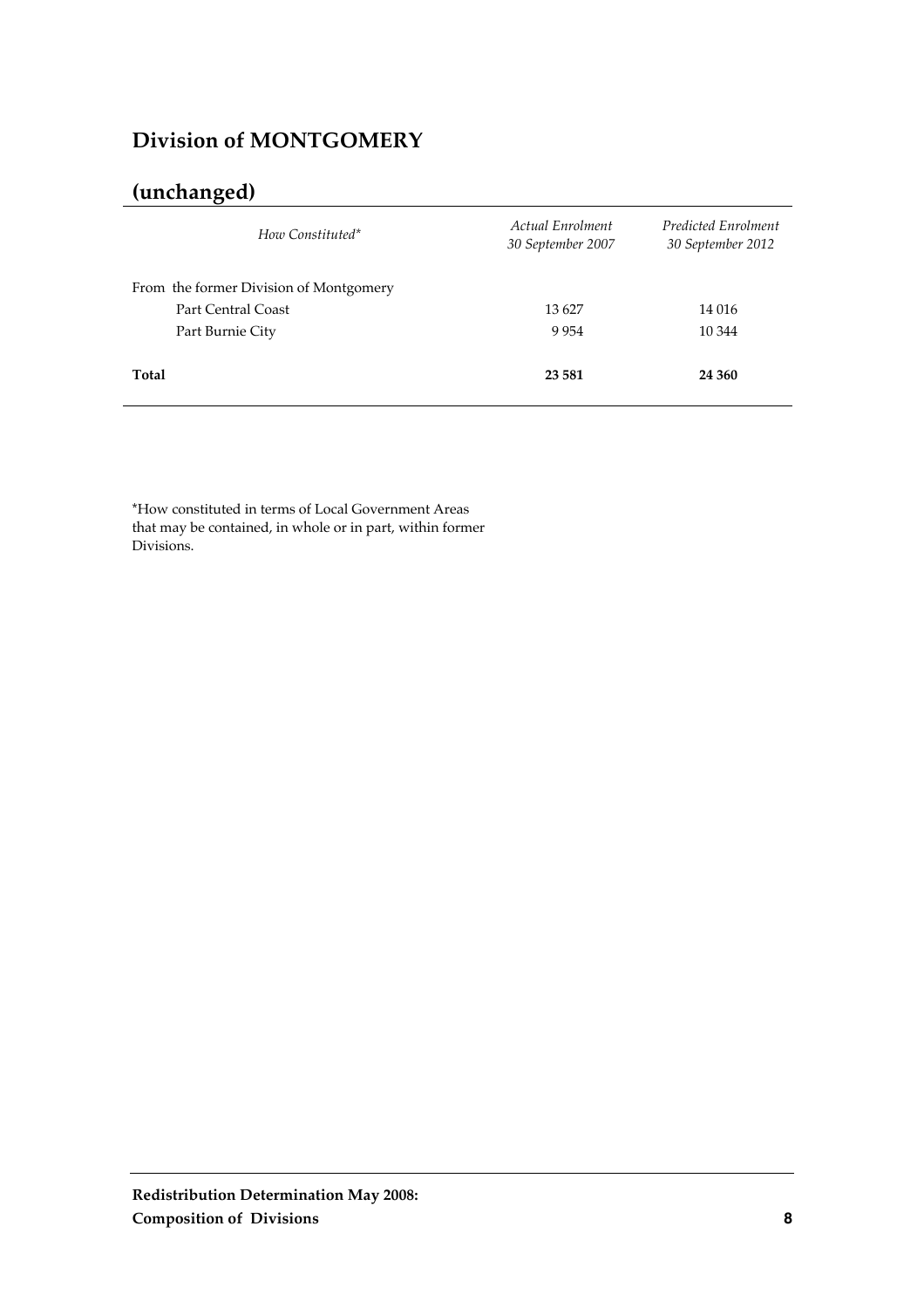## Division of MONTGOMERY

## (unchanged)

| *How Constituted\** | *Actual Enrolment 30 September 2007* | *Predicted Enrolment 30 September 2012* |
|---|---|---|
| From the former Division of Montgomery | | |
| Part Central Coast | 13 627 | 14 016 |
| Part Burnie City | 9 954 | 10 344 |
| **Total** | **23 581** | **24 360** |

\*How constituted in terms of Local Government Areas that may be contained, in whole or in part, within former Divisions.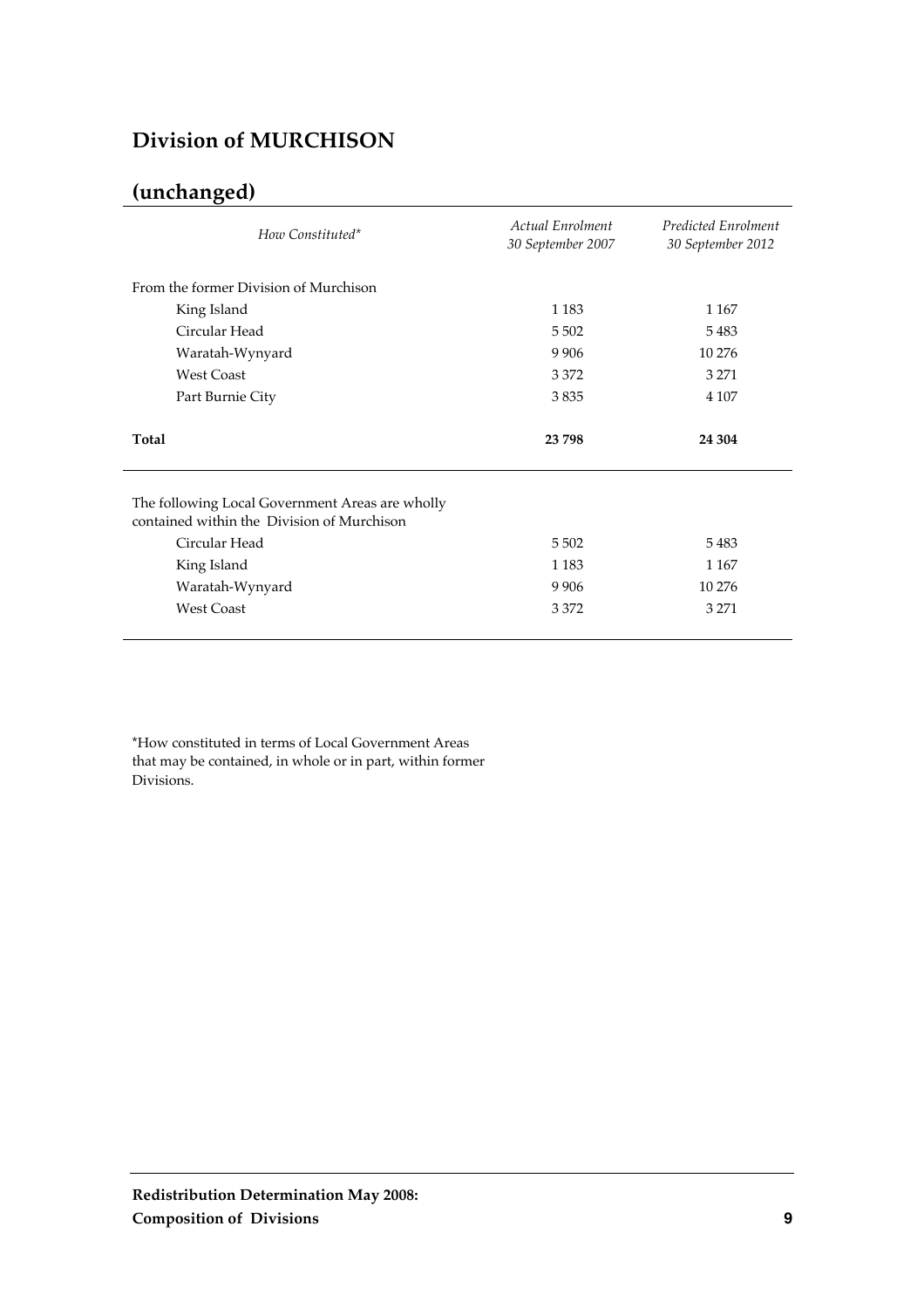# Division of MURCHISON

## (unchanged)

| *How Constituted\** | *Actual Enrolment 30 September 2007* | *Predicted Enrolment 30 September 2012* |
|---|---|---|
| From the former Division of Murchison | | |
| King Island | 1 183 | 1 167 |
| Circular Head | 5 502 | 5 483 |
| Waratah-Wynyard | 9 906 | 10 276 |
| West Coast | 3 372 | 3 271 |
| Part Burnie City | 3 835 | 4 107 |
| **Total** | **23 798** | **24 304** |

| The following Local Government Areas are wholly contained within the Division of Murchison | | |
|---|---|---|
| Circular Head | 5 502 | 5 483 |
| King Island | 1 183 | 1 167 |
| Waratah-Wynyard | 9 906 | 10 276 |
| West Coast | 3 372 | 3 271 |

\*How constituted in terms of Local Government Areas that may be contained, in whole or in part, within former Divisions.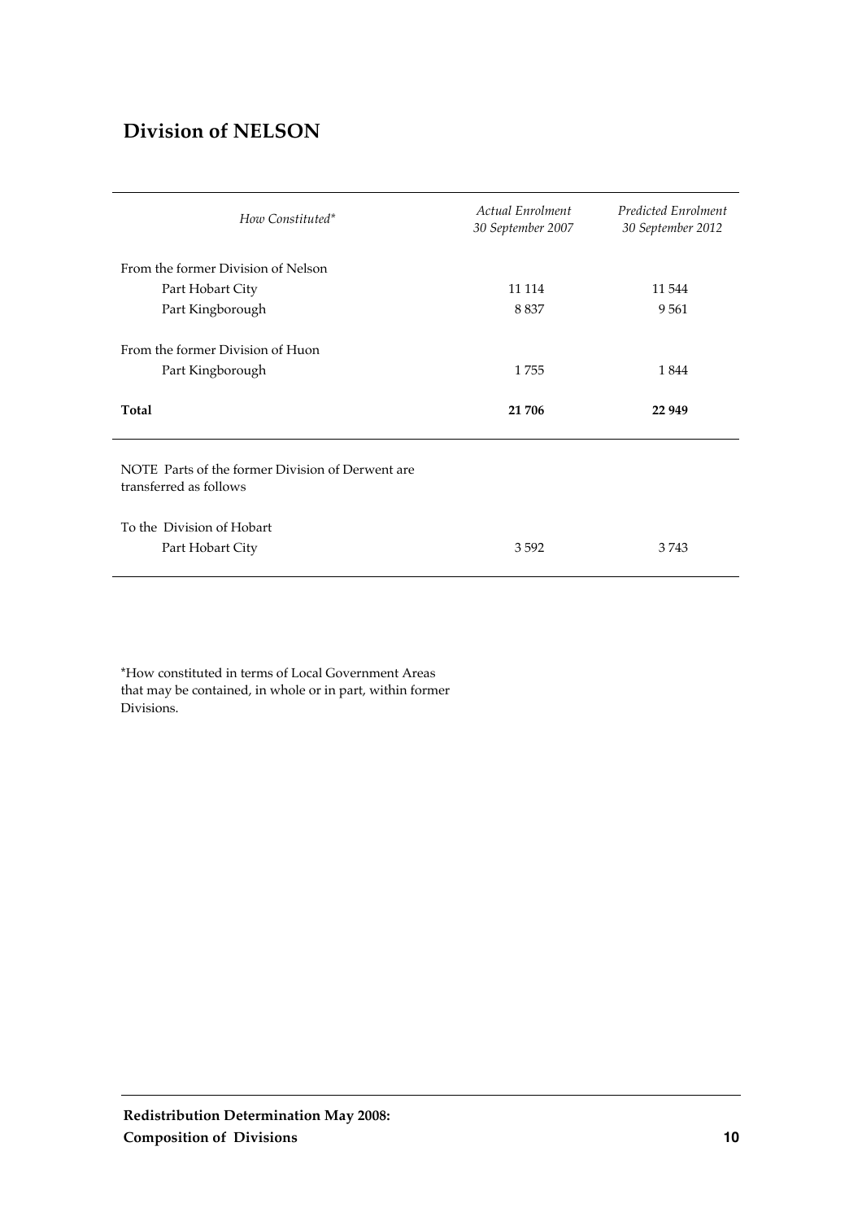## Division of NELSON

| *How Constituted\** | *Actual Enrolment 30 September 2007* | *Predicted Enrolment 30 September 2012* |
|---|---|---|
| From the former Division of Nelson | | |
| Part Hobart City | 11 114 | 11 544 |
| Part Kingborough | 8 837 | 9 561 |
| From the former Division of Huon | | |
| Part Kingborough | 1 755 | 1 844 |
| **Total** | **21 706** | **22 949** |

| | | |
|---|---|---|
| NOTE Parts of the former Division of Derwent are transferred as follows | | |
| To the Division of Hobart | | |
| Part Hobart City | 3 592 | 3 743 |

\*How constituted in terms of Local Government Areas that may be contained, in whole or in part, within former Divisions.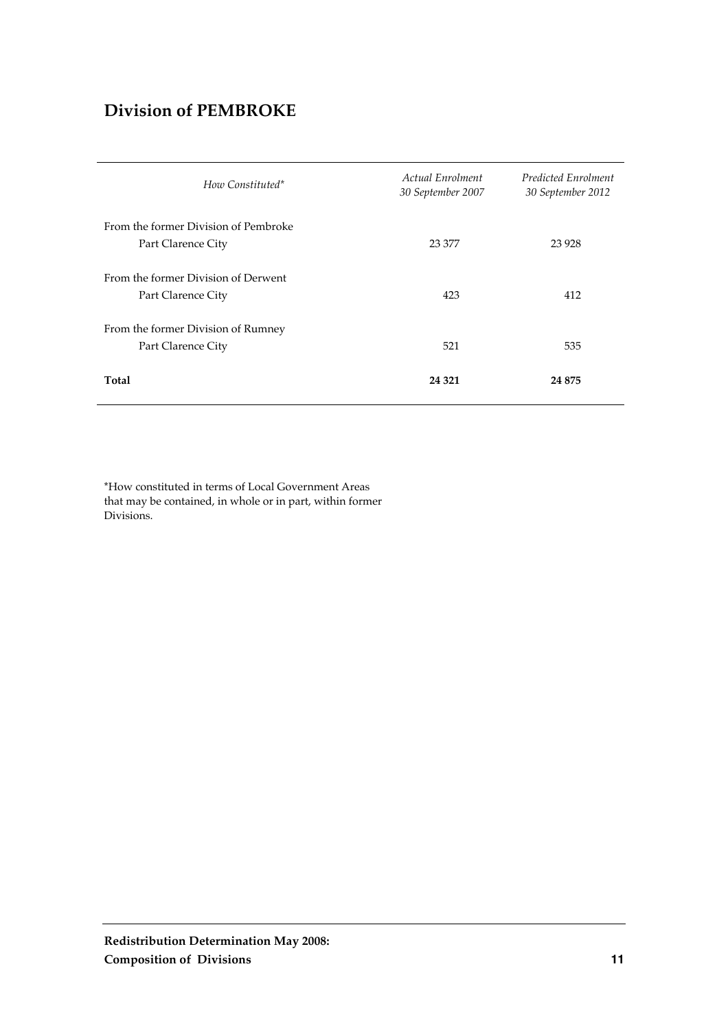## Division of PEMBROKE

| *How Constituted** | *Actual Enrolment 30 September 2007* | *Predicted Enrolment 30 September 2012* |
|---|---|---|
| From the former Division of Pembroke | | |
| Part Clarence City | 23 377 | 23 928 |
| From the former Division of Derwent | | |
| Part Clarence City | 423 | 412 |
| From the former Division of Rumney | | |
| Part Clarence City | 521 | 535 |
| **Total** | **24 321** | **24 875** |

*How constituted in terms of Local Government Areas that may be contained, in whole or in part, within former Divisions.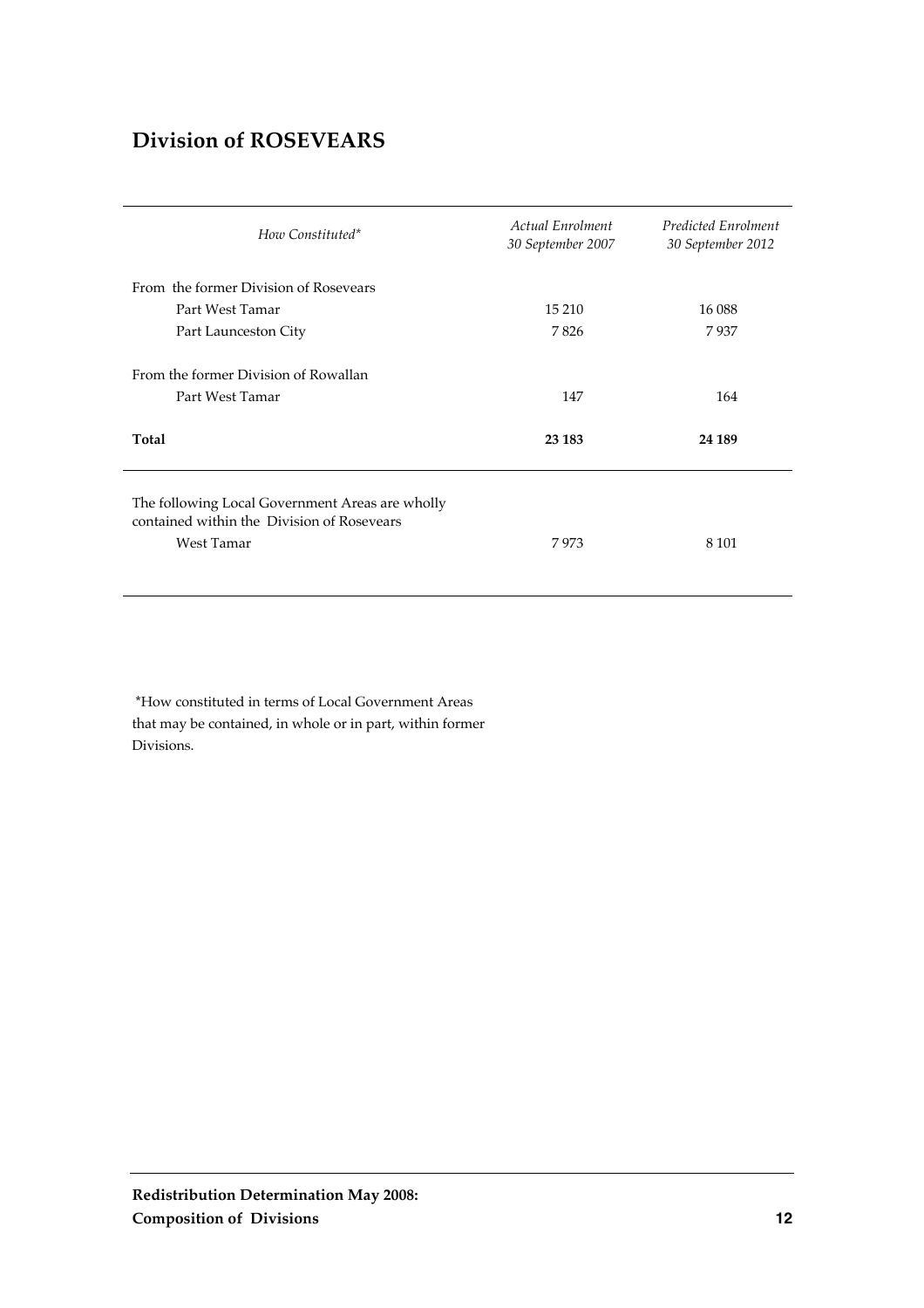## Division of ROSEVEARS

| *How Constituted\** | *Actual Enrolment 30 September 2007* | *Predicted Enrolment 30 September 2012* |
|---|---|---|
| From the former Division of Rosevears | | |
| Part West Tamar | 15 210 | 16 088 |
| Part Launceston City | 7 826 | 7 937 |
| From the former Division of Rowallan | | |
| Part West Tamar | 147 | 164 |
| **Total** | **23 183** | **24 189** |
| The following Local Government Areas are wholly contained within the Division of Rosevears | | |
| West Tamar | 7 973 | 8 101 |

\*How constituted in terms of Local Government Areas that may be contained, in whole or in part, within former Divisions.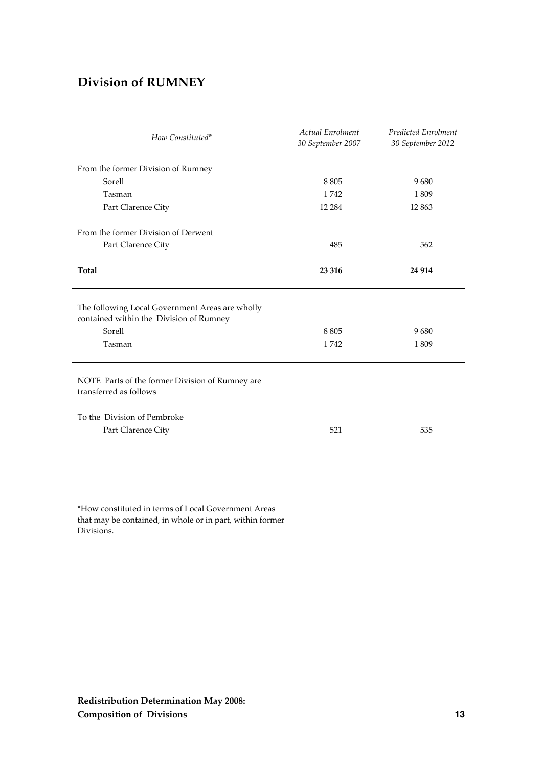## Division of RUMNEY

| *How Constituted\** | *Actual Enrolment 30 September 2007* | *Predicted Enrolment 30 September 2012* |
|---|---|---|
| From the former Division of Rumney | | |
| Sorell | 8 805 | 9 680 |
| Tasman | 1 742 | 1 809 |
| Part Clarence City | 12 284 | 12 863 |
| From the former Division of Derwent | | |
| Part Clarence City | 485 | 562 |
| **Total** | **23 316** | **24 914** |

| The following Local Government Areas are wholly contained within the Division of Rumney | | |
|---|---|---|
| Sorell | 8 805 | 9 680 |
| Tasman | 1 742 | 1 809 |

| NOTE Parts of the former Division of Rumney are transferred as follows | | |
|---|---|---|
| To the Division of Pembroke | | |
| Part Clarence City | 521 | 535 |

\*How constituted in terms of Local Government Areas that may be contained, in whole or in part, within former Divisions.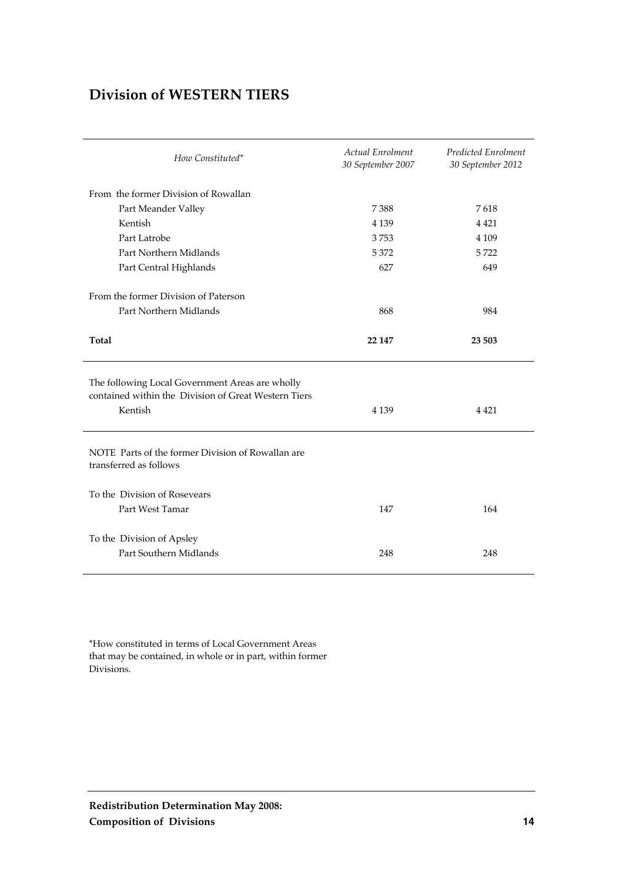## Division of WESTERN TIERS

| *How Constituted\** | *Actual Enrolment 30 September 2007* | *Predicted Enrolment 30 September 2012* |
|---|---|---|
| From the former Division of Rowallan | | |
| Part Meander Valley | 7 388 | 7 618 |
| Kentish | 4 139 | 4 421 |
| Part Latrobe | 3 753 | 4 109 |
| Part Northern Midlands | 5 372 | 5 722 |
| Part Central Highlands | 627 | 649 |
| From the former Division of Paterson | | |
| Part Northern Midlands | 868 | 984 |
| **Total** | **22 147** | **23 503** |
| The following Local Government Areas are wholly contained within the Division of Great Western Tiers | | |
| Kentish | 4 139 | 4 421 |
| NOTE Parts of the former Division of Rowallan are transferred as follows | | |
| To the Division of Rosevears | | |
| Part West Tamar | 147 | 164 |
| To the Division of Apsley | | |
| Part Southern Midlands | 248 | 248 |

\*How constituted in terms of Local Government Areas that may be contained, in whole or in part, within former Divisions.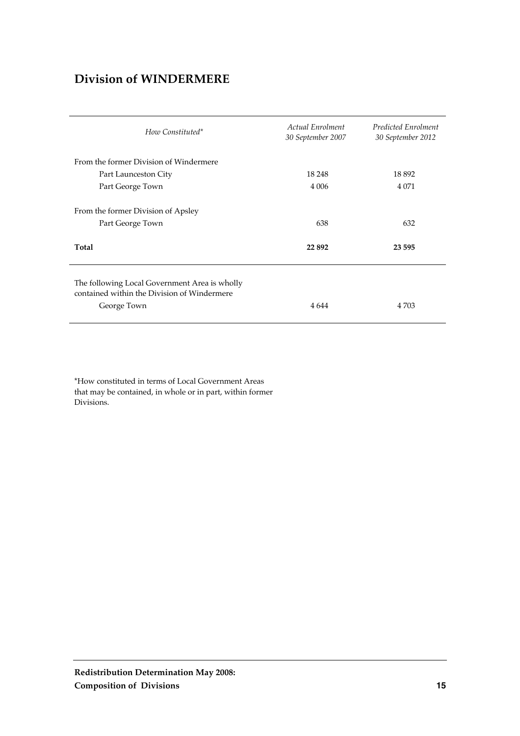## Division of WINDERMERE

| *How Constituted** | *Actual Enrolment 30 September 2007* | *Predicted Enrolment 30 September 2012* |
|---|---|---|
| From the former Division of Windermere | | |
| Part Launceston City | 18 248 | 18 892 |
| Part George Town | 4 006 | 4 071 |
| From the former Division of Apsley | | |
| Part George Town | 638 | 632 |
| **Total** | **22 892** | **23 595** |
| The following Local Government Area is wholly contained within the Division of Windermere | | |
| George Town | 4 644 | 4 703 |

*How constituted in terms of Local Government Areas that may be contained, in whole or in part, within former Divisions.